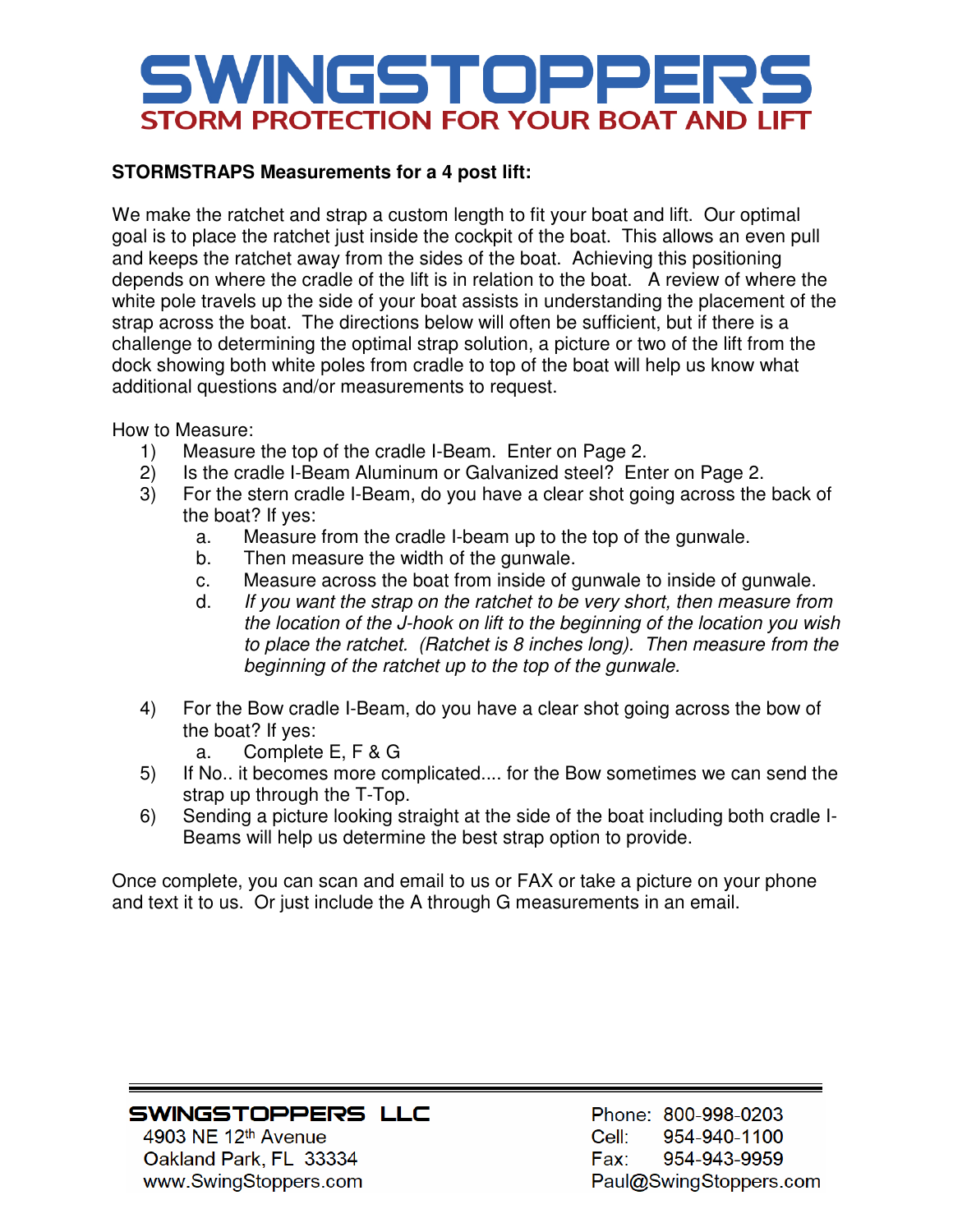# SWINGSTOPPERS

## STORM PROTECTION FOR YOUR BOAT AND LIFT

**STORMSTRAPS Measurements for a 4 post lift:**

We make the ratchet and strap a custom length to fit your boat and lift. Our optimal goal is to place the ratchet just inside the cockpit of the boat. This allows an even pull and keeps the ratchet away from the sides of the boat. Achieving this positioning depends on where the cradle of the lift is in relation to the boat. A review of where the white pole travels up the side of your boat assists in understanding the placement of the strap across the boat. The directions below will often be sufficient, but if there is a challenge to determining the optimal strap solution, a picture or two of the lift from the dock showing both white poles from cradle to top of the boat will help us know what additional questions and/or measurements to request.

How to Measure:

1) Measure the top of the cradle I-Beam. Enter on Page 2.
2) Is the cradle I-Beam Aluminum or Galvanized steel? Enter on Page 2.
3) For the stern cradle I-Beam, do you have a clear shot going across the back of the boat? If yes:
   a. Measure from the cradle I-beam up to the top of the gunwale.
   b. Then measure the width of the gunwale.
   c. Measure across the boat from inside of gunwale to inside of gunwale.
   d. *If you want the strap on the ratchet to be very short, then measure from the location of the J-hook on lift to the beginning of the location you wish to place the ratchet. (Ratchet is 8 inches long). Then measure from the beginning of the ratchet up to the top of the gunwale.*

4) For the Bow cradle I-Beam, do you have a clear shot going across the bow of the boat? If yes:
   a. Complete E, F & G
5) If No.. it becomes more complicated.... for the Bow sometimes we can send the strap up through the T-Top.
6) Sending a picture looking straight at the side of the boat including both cradle I-Beams will help us determine the best strap option to provide.

Once complete, you can scan and email to us or FAX or take a picture on your phone and text it to us. Or just include the A through G measurements in an email.

---

**SWINGSTOPPERS LLC**
4903 NE 12th Avenue
Oakland Park, FL 33334
www.SwingStoppers.com

Phone: 800-998-0203
Cell: 954-940-1100
Fax: 954-943-9959
Paul@SwingStoppers.com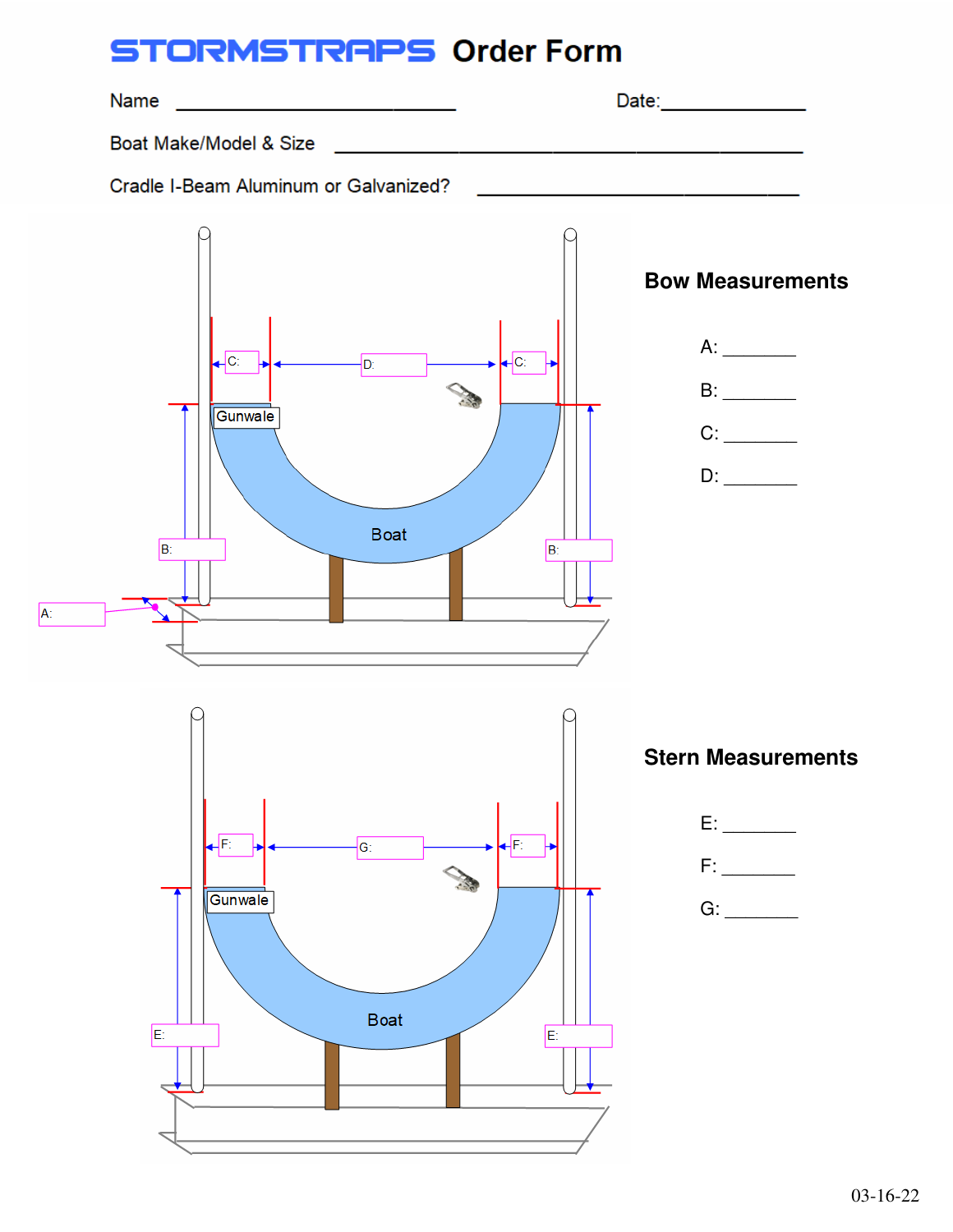# STORMSTRAPS Order Form

Name ____________________________ Date:______________

Boat Make/Model & Size ________________________________________

Cradle I-Beam Aluminum or Galvanized? ____________________________

C: D: C:

Gunwale

Boat

B: B:

A:

## Bow Measurements

A: ________

B: ________

C: ________

D: ________

F: G: F:

Gunwale

Boat

E: E:

## Stern Measurements

E: ________

F: ________

G: ________

03-16-22